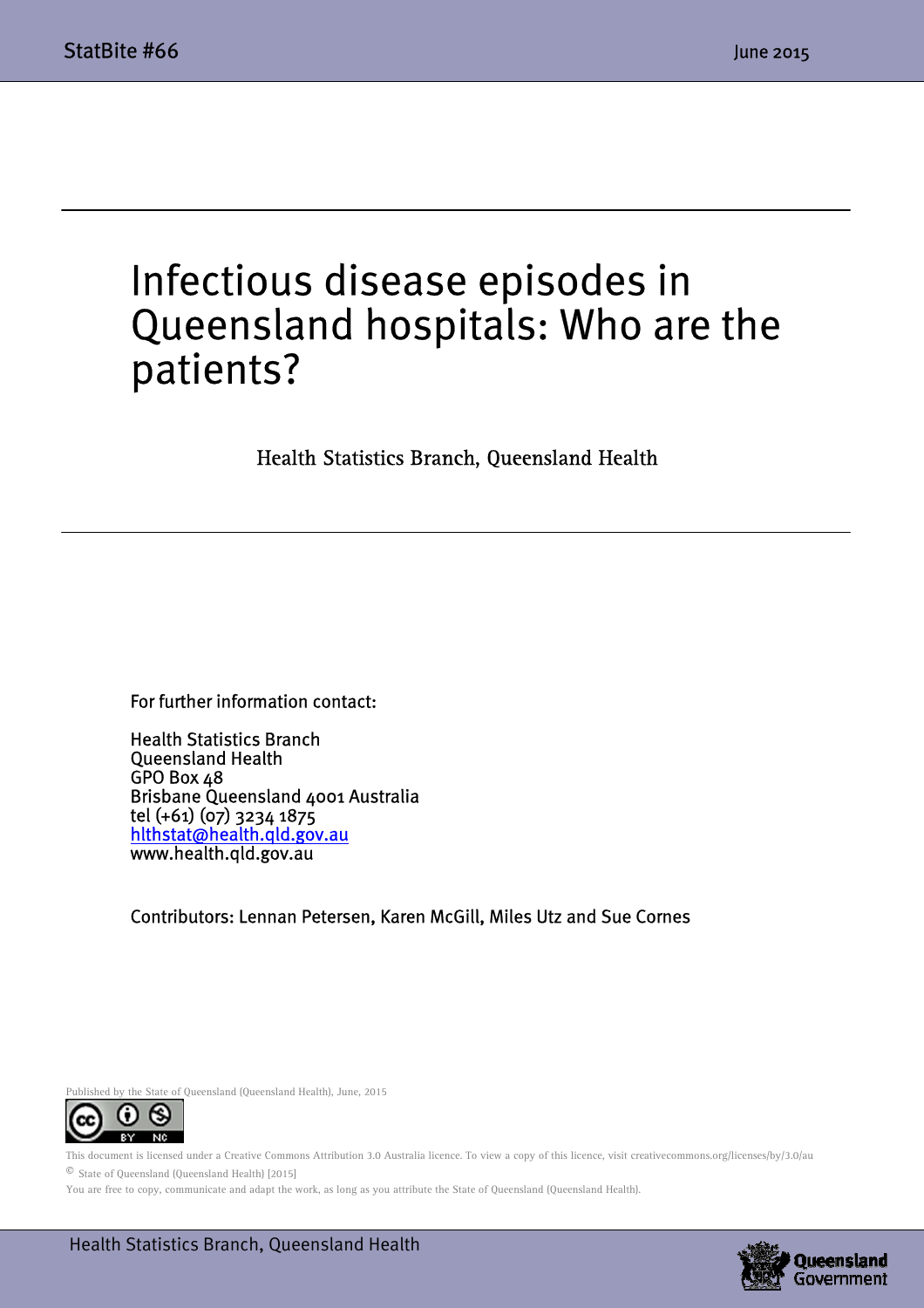# Infectious disease episodes in Queensland hospitals: Who are the patients?

Health Statistics Branch, Queensland Health

For further information contact:

Health Statistics Branch
Queensland Health
GPO Box 48
Brisbane Queensland 4001 Australia
tel (+61) (07) 3234 1875
hlthstat@health.qld.gov.au
www.health.qld.gov.au

Contributors: Lennan Petersen, Karen McGill, Miles Utz and Sue Cornes

Published by the State of Queensland (Queensland Health), June, 2015

This document is licensed under a Creative Commons Attribution 3.0 Australia licence. To view a copy of this licence, visit creativecommons.org/licenses/by/3.0/au

© State of Queensland (Queensland Health) [2015]

You are free to copy, communicate and adapt the work, as long as you attribute the State of Queensland (Queensland Health).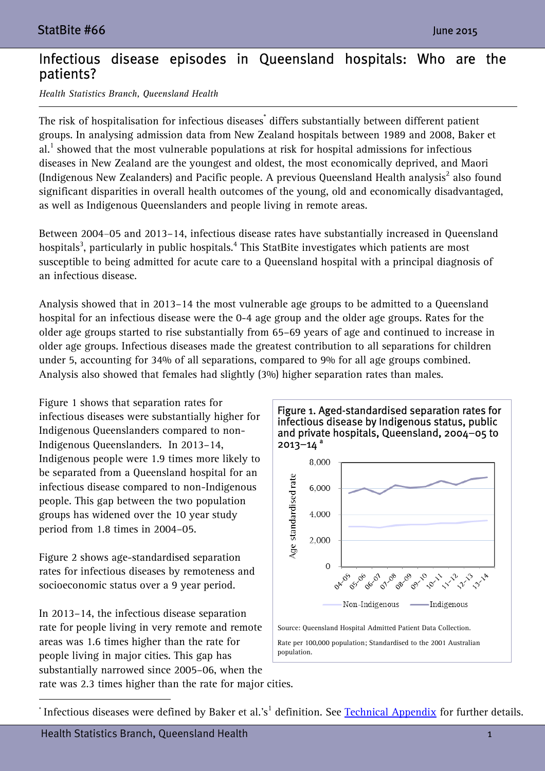# Infectious disease episodes in Queensland hospitals: Who are the patients?

*Health Statistics Branch, Queensland Health*

The risk of hospitalisation for infectious diseases[*] differs substantially between different patient groups. In analysing admission data from New Zealand hospitals between 1989 and 2008, Baker et al.[1] showed that the most vulnerable populations at risk for hospital admissions for infectious diseases in New Zealand are the youngest and oldest, the most economically deprived, and Maori (Indigenous New Zealanders) and Pacific people. A previous Queensland Health analysis[2] also found significant disparities in overall health outcomes of the young, old and economically disadvantaged, as well as Indigenous Queenslanders and people living in remote areas.

Between 2004–05 and 2013–14, infectious disease rates have substantially increased in Queensland hospitals[3], particularly in public hospitals.[4] This StatBite investigates which patients are most susceptible to being admitted for acute care to a Queensland hospital with a principal diagnosis of an infectious disease.

Analysis showed that in 2013–14 the most vulnerable age groups to be admitted to a Queensland hospital for an infectious disease were the 0-4 age group and the older age groups. Rates for the older age groups started to rise substantially from 65–69 years of age and continued to increase in older age groups. Infectious diseases made the greatest contribution to all separations for children under 5, accounting for 34% of all separations, compared to 9% for all age groups combined. Analysis also showed that females had slightly (3%) higher separation rates than males.

Figure 1 shows that separation rates for infectious diseases were substantially higher for Indigenous Queenslanders compared to non-Indigenous Queenslanders. In 2013–14, Indigenous people were 1.9 times more likely to be separated from a Queensland hospital for an infectious disease compared to non-Indigenous people. This gap between the two population groups has widened over the 10 year study period from 1.8 times in 2004–05.

**Figure 1. Aged-standardised separation rates for infectious disease by Indigenous status, public and private hospitals, Queensland, 2004–05 to 2013–14 [a]**

Source: Queensland Hospital Admitted Patient Data Collection.

Rate per 100,000 population; Standardised to the 2001 Australian population.

Figure 2 shows age-standardised separation rates for infectious diseases by remoteness and socioeconomic status over a 9 year period.

In 2013–14, the infectious disease separation rate for people living in very remote and remote areas was 1.6 times higher than the rate for people living in major cities. This gap has substantially narrowed since 2005–06, when the rate was 2.3 times higher than the rate for major cities.

[*] Infectious diseases were defined by Baker et al.'s[1] definition. See [Technical Appendix] for further details.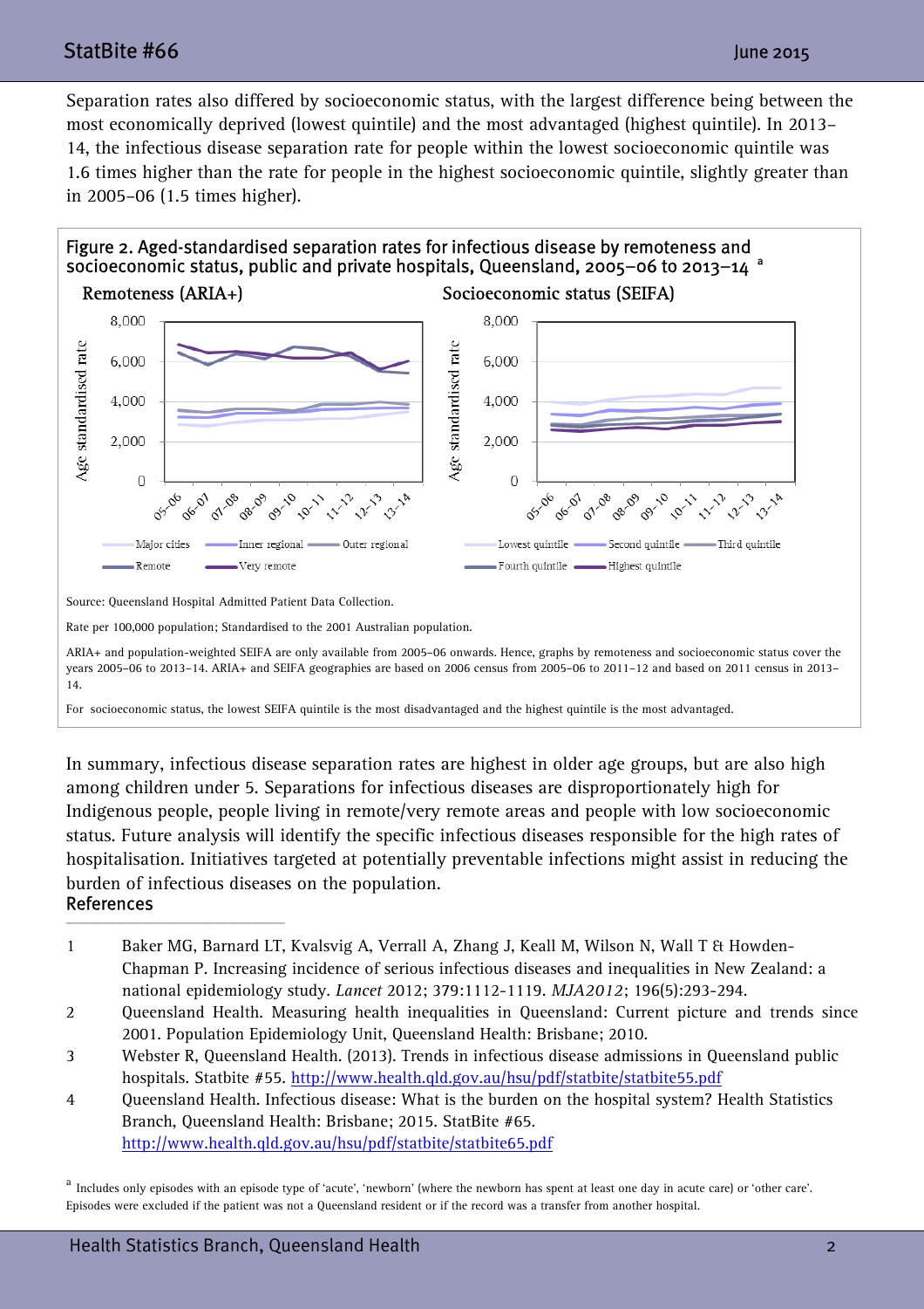Separation rates also differed by socioeconomic status, with the largest difference being between the most economically deprived (lowest quintile) and the most advantaged (highest quintile). In 2013–14, the infectious disease separation rate for people within the lowest socioeconomic quintile was 1.6 times higher than the rate for people in the highest socioeconomic quintile, slightly greater than in 2005–06 (1.5 times higher).

Figure 2. Aged-standardised separation rates for infectious disease by remoteness and socioeconomic status, public and private hospitals, Queensland, 2005–06 to 2013–14 [a]

Remoteness (ARIA+)

Age standardised rate

8,000
6,000
4,000
2,000
0

05-06 06-07 07-08 08-09 09-10 10-11 11-12 12-13 13-14

Major cities, Inner regional, Outer regional, Remote, Very remote

Socioeconomic status (SEIFA)

Age standardised rate

8,000
6,000
4,000
2,000
0

05-06 06-07 07-08 08-09 09-10 10-11 11-12 12-13 13-14

Lowest quintile, Second quintile, Third quintile, Fourth quintile, Highest quintile

Source: Queensland Hospital Admitted Patient Data Collection.

Rate per 100,000 population; Standardised to the 2001 Australian population.

ARIA+ and population-weighted SEIFA are only available from 2005–06 onwards. Hence, graphs by remoteness and socioeconomic status cover the years 2005–06 to 2013–14. ARIA+ and SEIFA geographies are based on 2006 census from 2005–06 to 2011–12 and based on 2011 census in 2013–14.

For socioeconomic status, the lowest SEIFA quintile is the most disadvantaged and the highest quintile is the most advantaged.

In summary, infectious disease separation rates are highest in older age groups, but are also high among children under 5. Separations for infectious diseases are disproportionately high for Indigenous people, people living in remote/very remote areas and people with low socioeconomic status. Future analysis will identify the specific infectious diseases responsible for the high rates of hospitalisation. Initiatives targeted at potentially preventable infections might assist in reducing the burden of infectious diseases on the population.

## References

1. Baker MG, Barnard LT, Kvalsvig A, Verrall A, Zhang J, Keall M, Wilson N, Wall T & Howden-Chapman P. Increasing incidence of serious infectious diseases and inequalities in New Zealand: a national epidemiology study. *Lancet* 2012; 379:1112-1119. *MJA2012*; 196(5):293-294.
2. Queensland Health. Measuring health inequalities in Queensland: Current picture and trends since 2001. Population Epidemiology Unit, Queensland Health: Brisbane; 2010.
3. Webster R, Queensland Health. (2013). Trends in infectious disease admissions in Queensland public hospitals. Statbite #55. http://www.health.qld.gov.au/hsu/pdf/statbite/statbite55.pdf
4. Queensland Health. Infectious disease: What is the burden on the hospital system? Health Statistics Branch, Queensland Health: Brisbane; 2015. StatBite #65. http://www.health.qld.gov.au/hsu/pdf/statbite/statbite65.pdf

[a] Includes only episodes with an episode type of 'acute', 'newborn' (where the newborn has spent at least one day in acute care) or 'other care'. Episodes were excluded if the patient was not a Queensland resident or if the record was a transfer from another hospital.